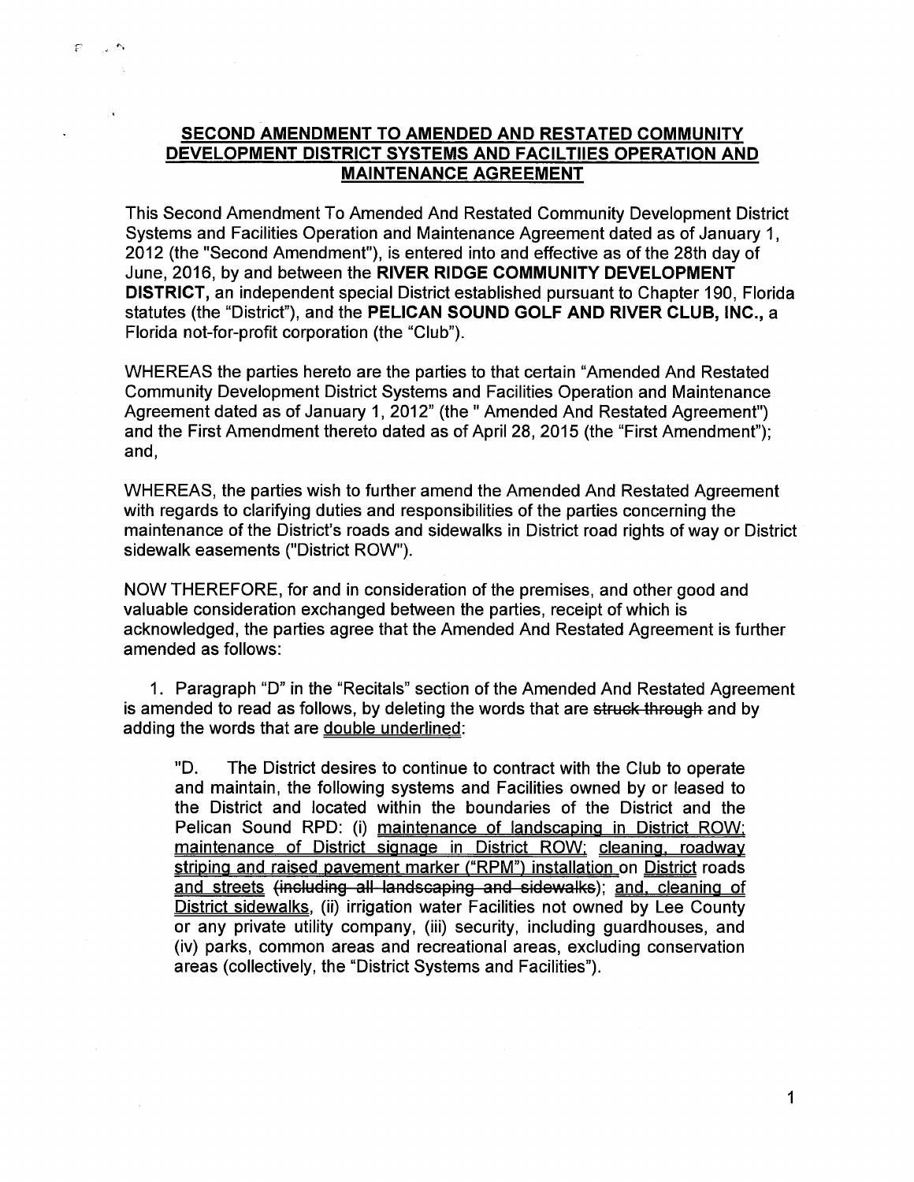**SECOND AMENDMENT TO AMENDED AND RESTATED COMMUNITY DEVELOPMENT DISTRICT SYSTEMS AND FACILTIIES OPERATION AND MAINTENANCE AGREEMENT**

This Second Amendment To Amended And Restated Community Development District Systems and Facilities Operation and Maintenance Agreement dated as of January 1, 2012 (the "Second Amendment"), is entered into and effective as of the 28th day of June, 2016, by and between the **RIVER RIDGE COMMUNITY DEVELOPMENT DISTRICT,** an independent special District established pursuant to Chapter 190, Florida statutes (the "District"), and the **PELICAN SOUND GOLF AND RIVER CLUB, INC.,** a Florida not-for-profit corporation (the "Club").

WHEREAS the parties hereto are the parties to that certain "Amended And Restated Community Development District Systems and Facilities Operation and Maintenance Agreement dated as of January 1, 2012" (the " Amended And Restated Agreement") and the First Amendment thereto dated as of April 28, 2015 (the "First Amendment"); and,

WHEREAS, the parties wish to further amend the Amended And Restated Agreement with regards to clarifying duties and responsibilities of the parties concerning the maintenance of the District's roads and sidewalks in District road rights of way or District sidewalk easements ("District ROW").

NOW THEREFORE, for and in consideration of the premises, and other good and valuable consideration exchanged between the parties, receipt of which is acknowledged, the parties agree that the Amended And Restated Agreement is further amended as follows:

1. Paragraph "D" in the "Recitals" section of the Amended And Restated Agreement is amended to read as follows, by deleting the words that are ~~struck through~~ and by adding the words that are <u>double underlined</u>:

> "D. The District desires to continue to contract with the Club to operate and maintain, the following systems and Facilities owned by or leased to the District and located within the boundaries of the District and the Pelican Sound RPD: (i) <u>maintenance of landscaping in District ROW; maintenance of District signage in District ROW; cleaning, roadway striping and raised pavement marker ("RPM") installation</u> on <u>District</u> roads <u>and streets</u> ~~(including all landscaping and sidewalks)~~; <u>and, cleaning of District sidewalks</u>, (ii) irrigation water Facilities not owned by Lee County or any private utility company, (iii) security, including guardhouses, and (iv) parks, common areas and recreational areas, excluding conservation areas (collectively, the "District Systems and Facilities").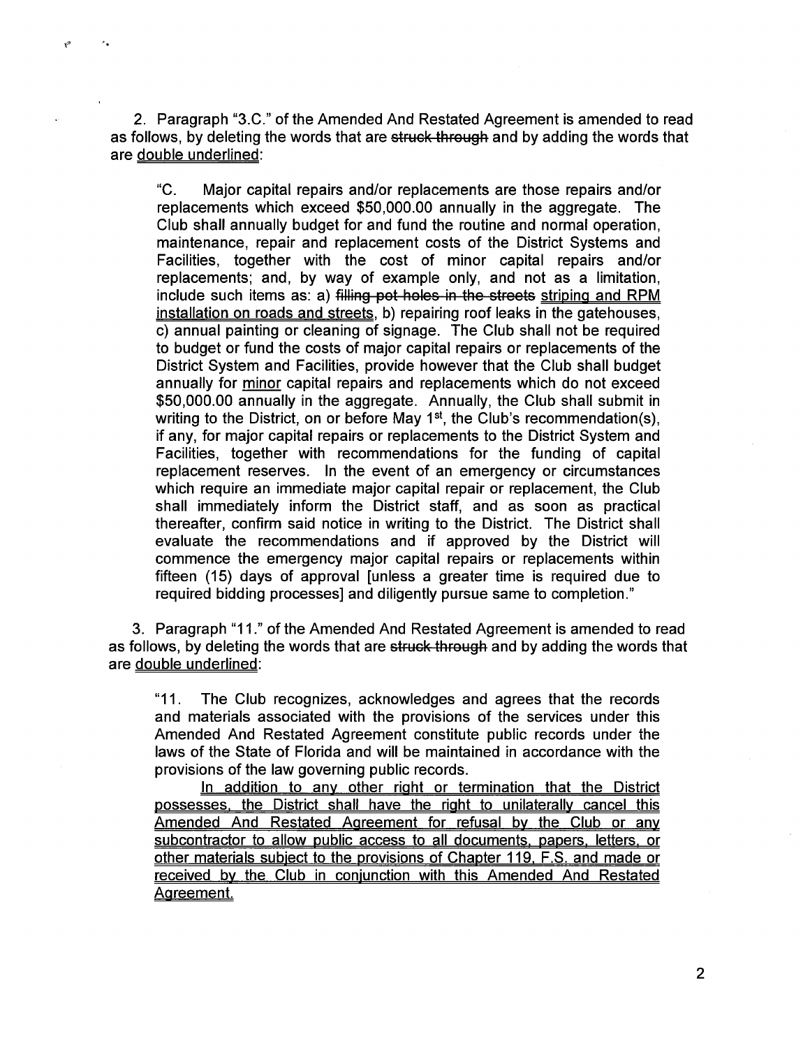2. Paragraph "3.C." of the Amended And Restated Agreement is amended to read as follows, by deleting the words that are ~~struck through~~ and by adding the words that are <u>double underlined</u>:

> "C. Major capital repairs and/or replacements are those repairs and/or replacements which exceed $50,000.00 annually in the aggregate. The Club shall annually budget for and fund the routine and normal operation, maintenance, repair and replacement costs of the District Systems and Facilities, together with the cost of minor capital repairs and/or replacements; and, by way of example only, and not as a limitation, include such items as: a) ~~filling pot holes in the streets~~ <u>striping and RPM installation on roads and streets</u>, b) repairing roof leaks in the gatehouses, c) annual painting or cleaning of signage. The Club shall not be required to budget or fund the costs of major capital repairs or replacements of the District System and Facilities, provide however that the Club shall budget annually for <u>minor</u> capital repairs and replacements which do not exceed $50,000.00 annually in the aggregate. Annually, the Club shall submit in writing to the District, on or before May 1st, the Club's recommendation(s), if any, for major capital repairs or replacements to the District System and Facilities, together with recommendations for the funding of capital replacement reserves. In the event of an emergency or circumstances which require an immediate major capital repair or replacement, the Club shall immediately inform the District staff, and as soon as practical thereafter, confirm said notice in writing to the District. The District shall evaluate the recommendations and if approved by the District will commence the emergency major capital repairs or replacements within fifteen (15) days of approval [unless a greater time is required due to required bidding processes] and diligently pursue same to completion."

3. Paragraph "11." of the Amended And Restated Agreement is amended to read as follows, by deleting the words that are ~~struck through~~ and by adding the words that are <u>double underlined</u>:

> "11. The Club recognizes, acknowledges and agrees that the records and materials associated with the provisions of the services under this Amended And Restated Agreement constitute public records under the laws of the State of Florida and will be maintained in accordance with the provisions of the law governing public records.
>
> <u>In addition to any other right or termination that the District possesses, the District shall have the right to unilaterally cancel this Amended And Restated Agreement for refusal by the Club or any subcontractor to allow public access to all documents, papers, letters, or other materials subject to the provisions of Chapter 119, F.S. and made or received by the Club in conjunction with this Amended And Restated Agreement.</u>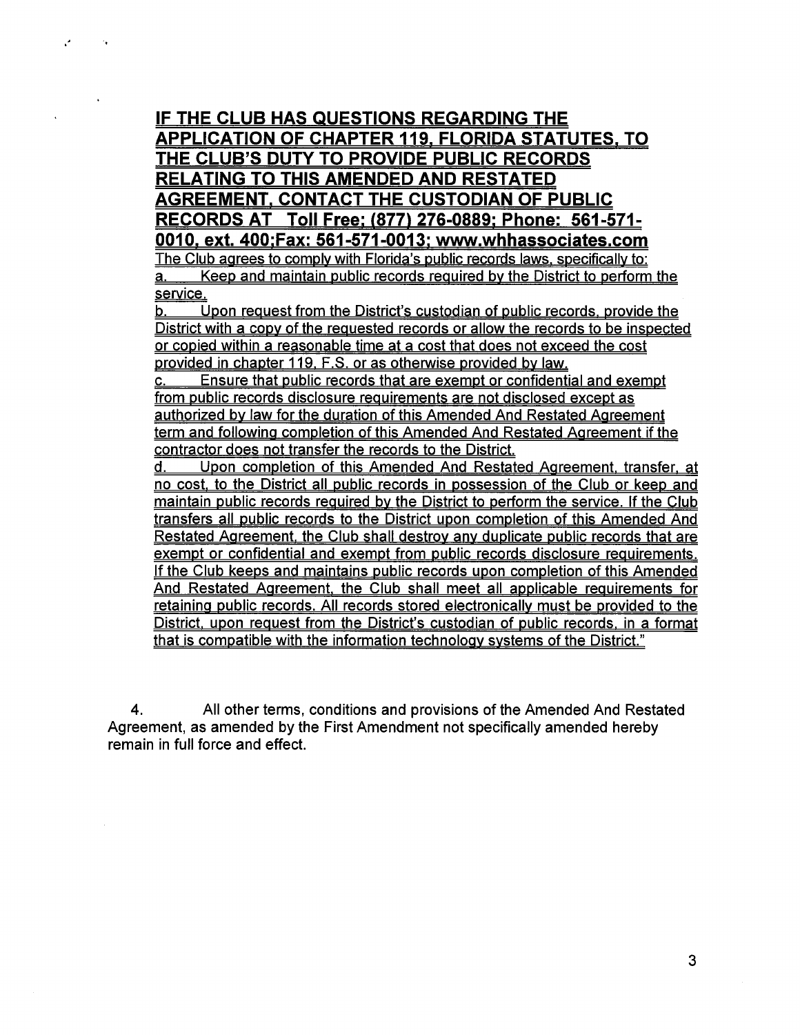**IF THE CLUB HAS QUESTIONS REGARDING THE APPLICATION OF CHAPTER 119, FLORIDA STATUTES, TO THE CLUB'S DUTY TO PROVIDE PUBLIC RECORDS RELATING TO THIS AMENDED AND RESTATED AGREEMENT, CONTACT THE CUSTODIAN OF PUBLIC RECORDS AT Toll Free: (877) 276-0889; Phone: 561-571-0010, ext. 400;Fax: 561-571-0013; www.whhassociates.com**

The Club agrees to comply with Florida's public records laws, specifically to:

a. Keep and maintain public records required by the District to perform the service.

b. Upon request from the District's custodian of public records, provide the District with a copy of the requested records or allow the records to be inspected or copied within a reasonable time at a cost that does not exceed the cost provided in chapter 119, F.S. or as otherwise provided by law.

c. Ensure that public records that are exempt or confidential and exempt from public records disclosure requirements are not disclosed except as authorized by law for the duration of this Amended And Restated Agreement term and following completion of this Amended And Restated Agreement if the contractor does not transfer the records to the District.

d. Upon completion of this Amended And Restated Agreement, transfer, at no cost, to the District all public records in possession of the Club or keep and maintain public records required by the District to perform the service. If the Club transfers all public records to the District upon completion of this Amended And Restated Agreement, the Club shall destroy any duplicate public records that are exempt or confidential and exempt from public records disclosure requirements. If the Club keeps and maintains public records upon completion of this Amended And Restated Agreement, the Club shall meet all applicable requirements for retaining public records. All records stored electronically must be provided to the District, upon request from the District's custodian of public records, in a format that is compatible with the information technology systems of the District."

4. All other terms, conditions and provisions of the Amended And Restated Agreement, as amended by the First Amendment not specifically amended hereby remain in full force and effect.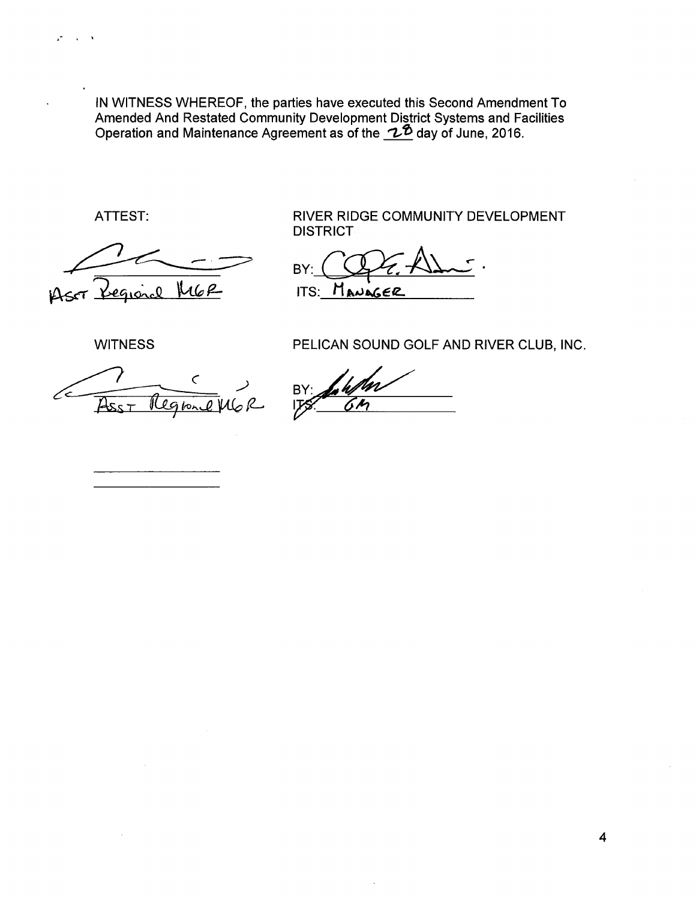IN WITNESS WHEREOF, the parties have executed this Second Amendment To Amended And Restated Community Development District Systems and Facilities Operation and Maintenance Agreement as of the 28 day of June, 2016.

ATTEST:

Asst Regional MGR

RIVER RIDGE COMMUNITY DEVELOPMENT DISTRICT

BY:

ITS: MANAGER

WITNESS

Asst Regional MGR

PELICAN SOUND GOLF AND RIVER CLUB, INC.

BY:

ITS: GM